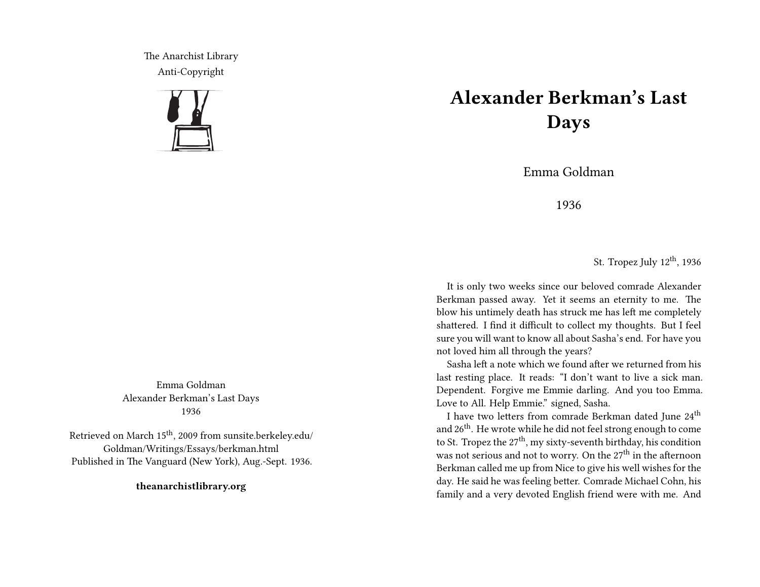The Anarchist Library
Anti-Copyright

Emma Goldman
Alexander Berkman's Last Days
1936

Retrieved on March 15th, 2009 from sunsite.berkeley.edu/Goldman/Writings/Essays/berkman.html
Published in The Vanguard (New York), Aug.-Sept. 1936.

**theanarchistlibrary.org**

# Alexander Berkman's Last Days

Emma Goldman

1936

St. Tropez July 12th, 1936

It is only two weeks since our beloved comrade Alexander Berkman passed away. Yet it seems an eternity to me. The blow his untimely death has struck me has left me completely shattered. I find it difficult to collect my thoughts. But I feel sure you will want to know all about Sasha's end. For have you not loved him all through the years?

Sasha left a note which we found after we returned from his last resting place. It reads: "I don't want to live a sick man. Dependent. Forgive me Emmie darling. And you too Emma. Love to All. Help Emmie." signed, Sasha.

I have two letters from comrade Berkman dated June 24th and 26th. He wrote while he did not feel strong enough to come to St. Tropez the 27th, my sixty-seventh birthday, his condition was not serious and not to worry. On the 27th in the afternoon Berkman called me up from Nice to give his well wishes for the day. He said he was feeling better. Comrade Michael Cohn, his family and a very devoted English friend were with me. And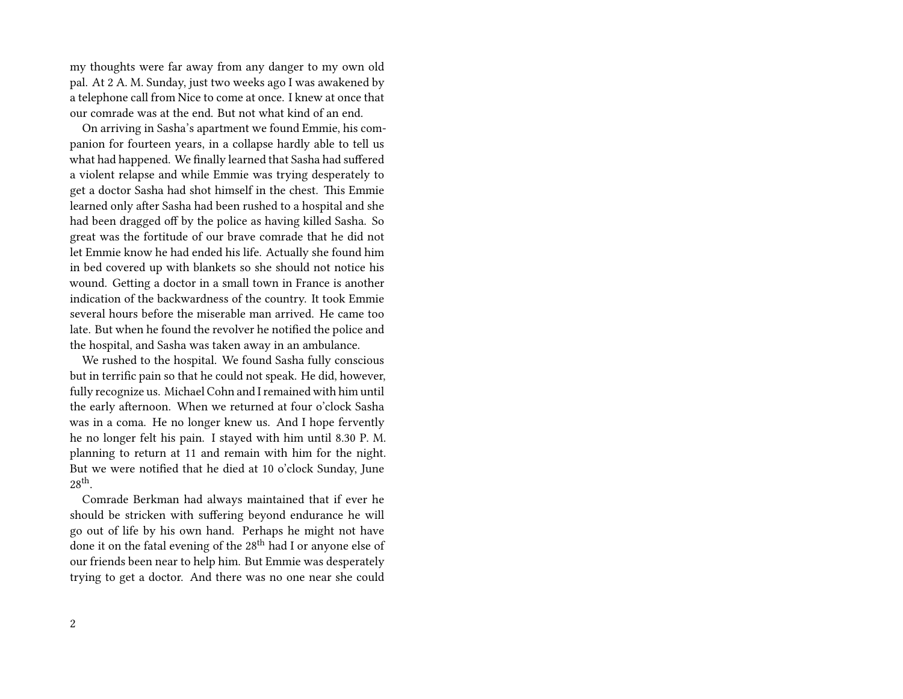my thoughts were far away from any danger to my own old pal. At 2 A. M. Sunday, just two weeks ago I was awakened by a telephone call from Nice to come at once. I knew at once that our comrade was at the end. But not what kind of an end.

On arriving in Sasha's apartment we found Emmie, his companion for fourteen years, in a collapse hardly able to tell us what had happened. We finally learned that Sasha had suffered a violent relapse and while Emmie was trying desperately to get a doctor Sasha had shot himself in the chest. This Emmie learned only after Sasha had been rushed to a hospital and she had been dragged off by the police as having killed Sasha. So great was the fortitude of our brave comrade that he did not let Emmie know he had ended his life. Actually she found him in bed covered up with blankets so she should not notice his wound. Getting a doctor in a small town in France is another indication of the backwardness of the country. It took Emmie several hours before the miserable man arrived. He came too late. But when he found the revolver he notified the police and the hospital, and Sasha was taken away in an ambulance.

We rushed to the hospital. We found Sasha fully conscious but in terrific pain so that he could not speak. He did, however, fully recognize us. Michael Cohn and I remained with him until the early afternoon. When we returned at four o'clock Sasha was in a coma. He no longer knew us. And I hope fervently he no longer felt his pain. I stayed with him until 8.30 P. M. planning to return at 11 and remain with him for the night. But we were notified that he died at 10 o'clock Sunday, June 28th.

Comrade Berkman had always maintained that if ever he should be stricken with suffering beyond endurance he will go out of life by his own hand. Perhaps he might not have done it on the fatal evening of the 28th had I or anyone else of our friends been near to help him. But Emmie was desperately trying to get a doctor. And there was no one near she could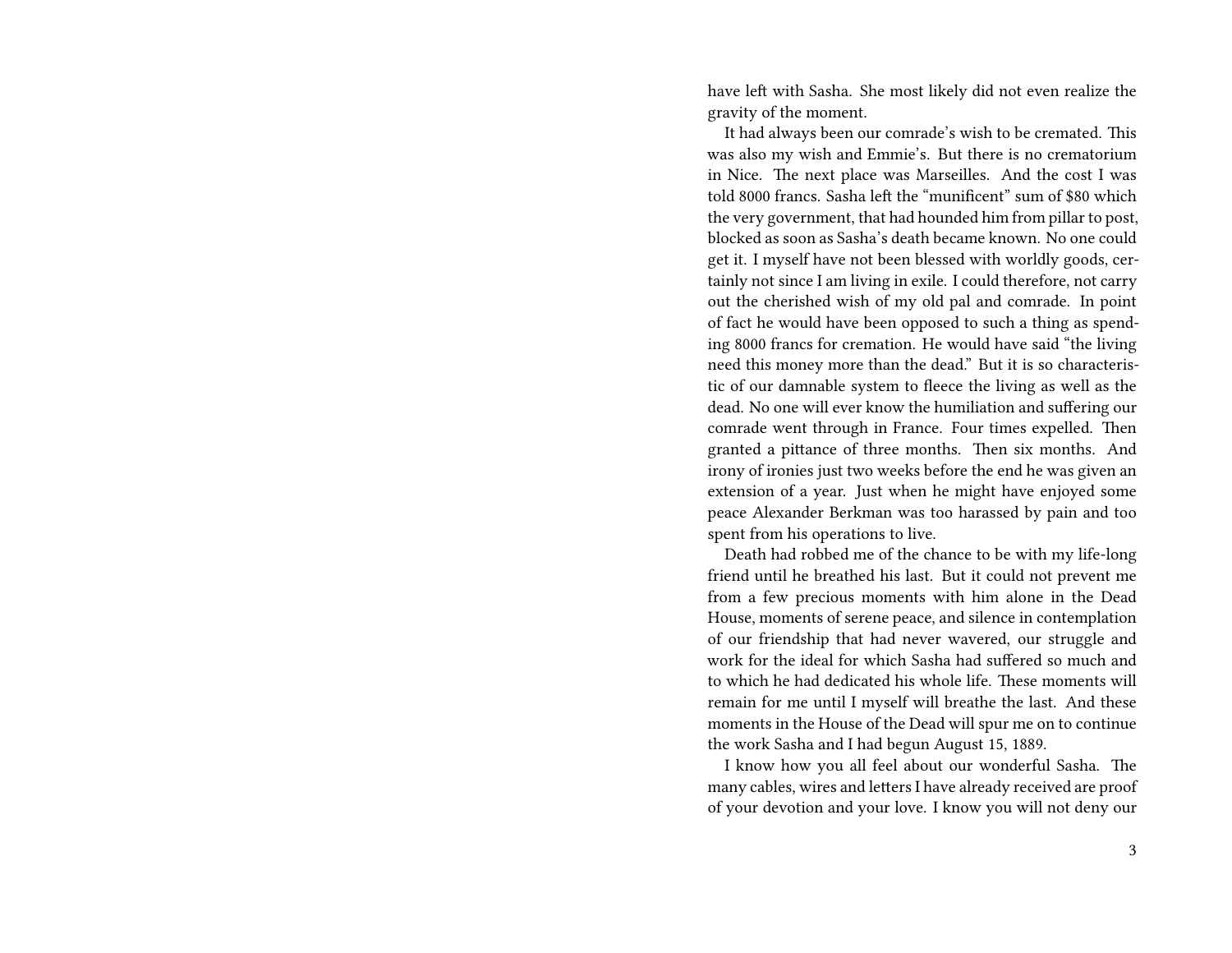have left with Sasha. She most likely did not even realize the gravity of the moment.

It had always been our comrade's wish to be cremated. This was also my wish and Emmie's. But there is no crematorium in Nice. The next place was Marseilles. And the cost I was told 8000 francs. Sasha left the "munificent" sum of $80 which the very government, that had hounded him from pillar to post, blocked as soon as Sasha's death became known. No one could get it. I myself have not been blessed with worldly goods, certainly not since I am living in exile. I could therefore, not carry out the cherished wish of my old pal and comrade. In point of fact he would have been opposed to such a thing as spending 8000 francs for cremation. He would have said "the living need this money more than the dead." But it is so characteristic of our damnable system to fleece the living as well as the dead. No one will ever know the humiliation and suffering our comrade went through in France. Four times expelled. Then granted a pittance of three months. Then six months. And irony of ironies just two weeks before the end he was given an extension of a year. Just when he might have enjoyed some peace Alexander Berkman was too harassed by pain and too spent from his operations to live.

Death had robbed me of the chance to be with my life-long friend until he breathed his last. But it could not prevent me from a few precious moments with him alone in the Dead House, moments of serene peace, and silence in contemplation of our friendship that had never wavered, our struggle and work for the ideal for which Sasha had suffered so much and to which he had dedicated his whole life. These moments will remain for me until I myself will breathe the last. And these moments in the House of the Dead will spur me on to continue the work Sasha and I had begun August 15, 1889.

I know how you all feel about our wonderful Sasha. The many cables, wires and letters I have already received are proof of your devotion and your love. I know you will not deny our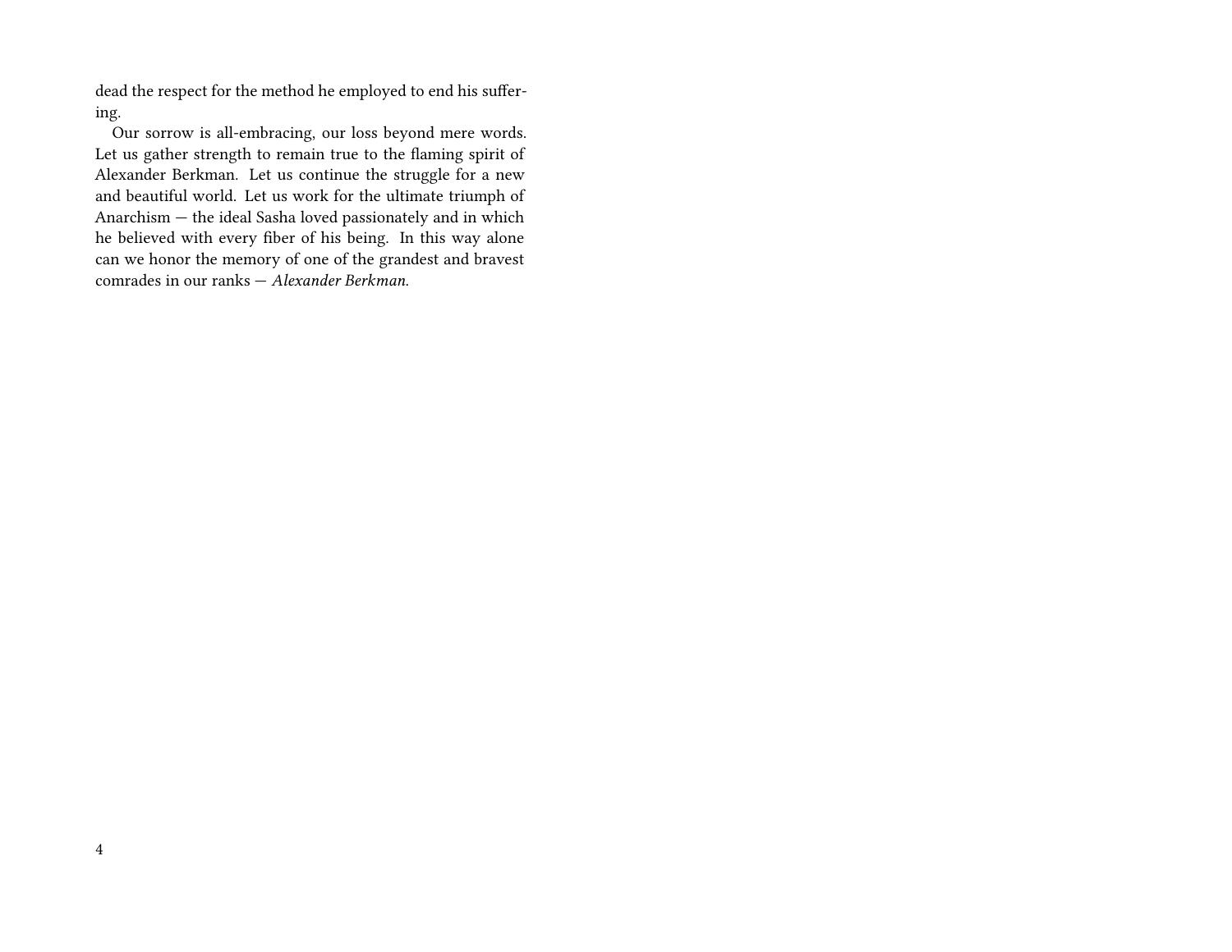dead the respect for the method he employed to end his suffering.

Our sorrow is all-embracing, our loss beyond mere words. Let us gather strength to remain true to the flaming spirit of Alexander Berkman. Let us continue the struggle for a new and beautiful world. Let us work for the ultimate triumph of Anarchism — the ideal Sasha loved passionately and in which he believed with every fiber of his being. In this way alone can we honor the memory of one of the grandest and bravest comrades in our ranks — *Alexander Berkman.*